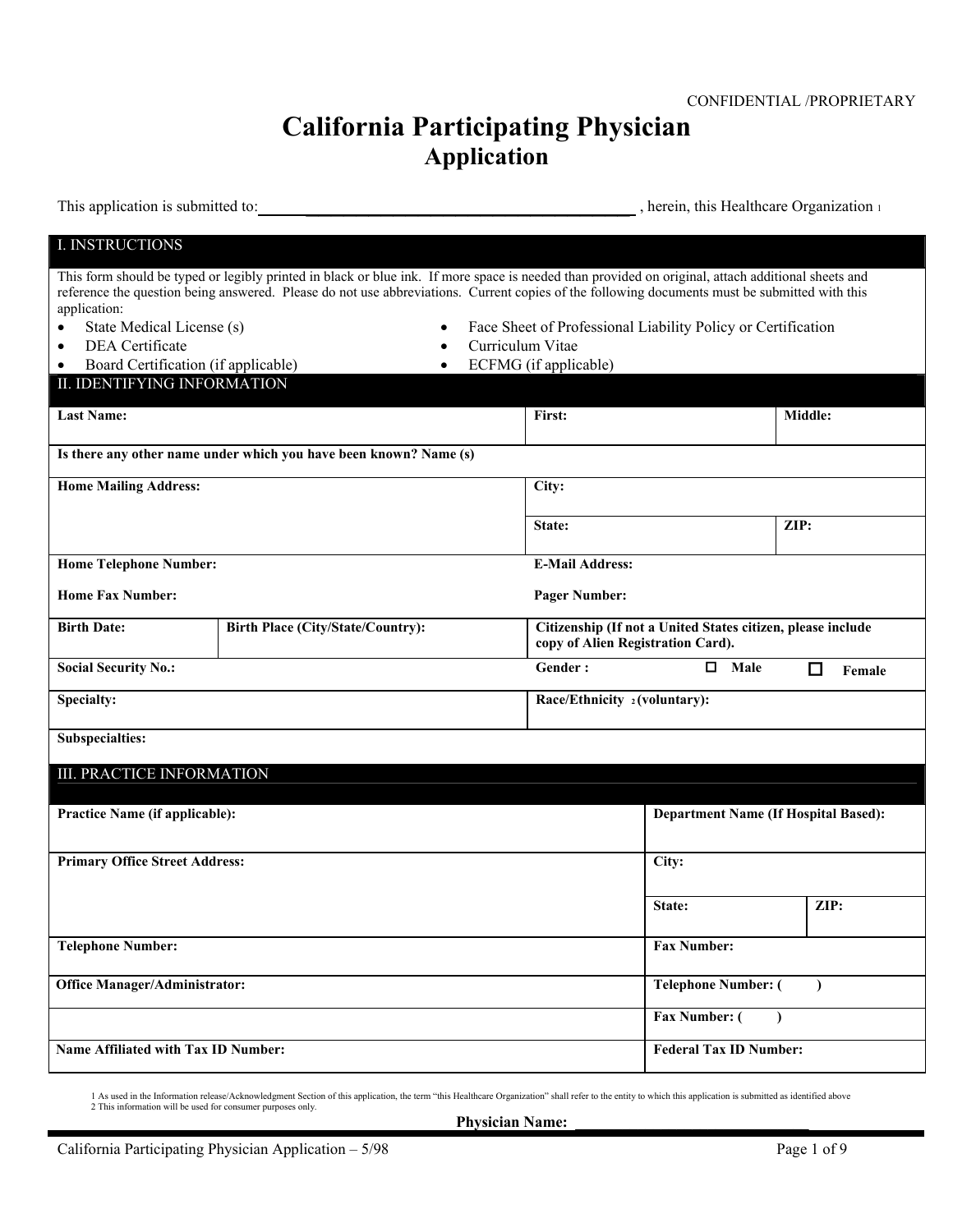CONFIDENTIAL /PROPRIETARY

# California Participating Physician
## Application

This application is submitted to: ______________________________________ , herein, this Healthcare Organization [1]

## I. INSTRUCTIONS

This form should be typed or legibly printed in black or blue ink. If more space is needed than provided on original, attach additional sheets and reference the question being answered. Please do not use abbreviations. Current copies of the following documents must be submitted with this application:

- State Medical License (s)
- DEA Certificate
- Board Certification (if applicable)
- Face Sheet of Professional Liability Policy or Certification
- Curriculum Vitae
- ECFMG (if applicable)

## II. IDENTIFYING INFORMATION

| | | | |
|---|---|---|---|
| **Last Name:** | | **First:** | **Middle:** |
| **Is there any other name under which you have been known? Name (s)** | | | |
| **Home Mailing Address:** | | **City:** | |
| | | **State:** | **ZIP:** |
| **Home Telephone Number:** | | **E-Mail Address:** | |
| **Home Fax Number:** | | **Pager Number:** | |
| **Birth Date:** | **Birth Place (City/State/Country):** | **Citizenship (If not a United States citizen, please include copy of Alien Registration Card).** | |
| **Social Security No.:** | | **Gender :** ☐ **Male** ☐ **Female** | |
| **Specialty:** | | **Race/Ethnicity** [2] **(voluntary):** | |
| **Subspecialties:** | | | |

## III. PRACTICE INFORMATION

| | | |
|---|---|---|
| **Practice Name (if applicable):** | **Department Name (If Hospital Based):** | |
| **Primary Office Street Address:** | **City:** | |
| | **State:** | **ZIP:** |
| **Telephone Number:** | **Fax Number:** | |
| **Office Manager/Administrator:** | **Telephone Number: (      )** | |
| | **Fax Number: (      )** | |
| **Name Affiliated with Tax ID Number:** | **Federal Tax ID Number:** | |

1 As used in the Information release/Acknowledgment Section of this application, the term "this Healthcare Organization" shall refer to the entity to which this application is submitted as identified above
2 This information will be used for consumer purposes only.

**Physician Name:** ______________________________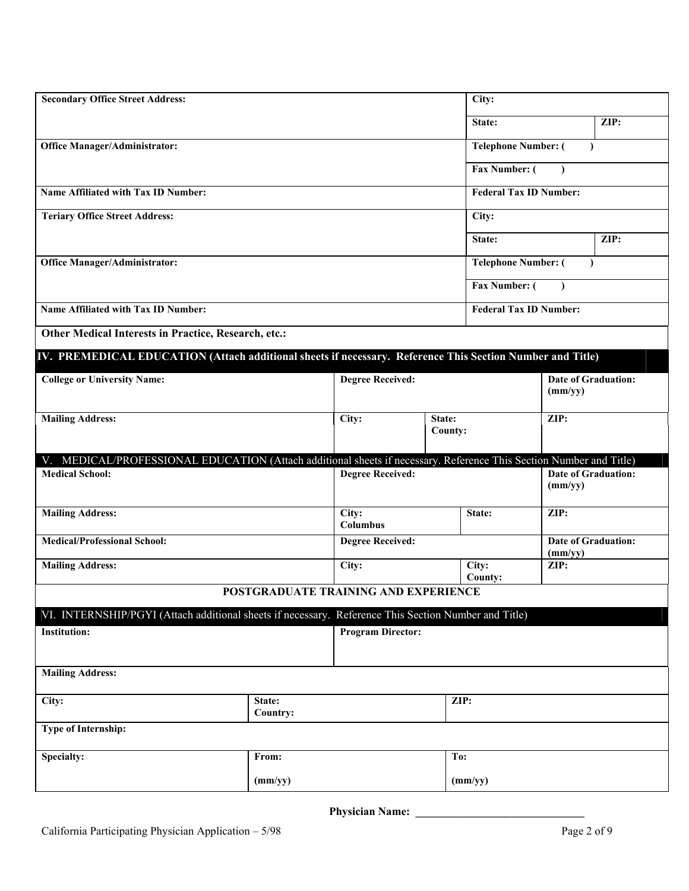| Secondary Office Street Address: | City: | |
|---|---|---|
| | State: | ZIP: |
| Office Manager/Administrator: | Telephone Number: ( ) | |
| | Fax Number: ( ) | |
| Name Affiliated with Tax ID Number: | Federal Tax ID Number: | |
| Teriary Office Street Address: | City: | |
| | State: | ZIP: |
| Office Manager/Administrator: | Telephone Number: ( ) | |
| | Fax Number: ( ) | |
| Name Affiliated with Tax ID Number: | Federal Tax ID Number: | |

**Other Medical Interests in Practice, Research, etc.:**

## IV. PREMEDICAL EDUCATION (Attach additional sheets if necessary. Reference This Section Number and Title)

| College or University Name: | Degree Received: | | Date of Graduation: (mm/yy) |
|---|---|---|---|
| Mailing Address: | City: | State: County: | ZIP: |

## V. MEDICAL/PROFESSIONAL EDUCATION (Attach additional sheets if necessary. Reference This Section Number and Title)

| Medical School: | Degree Received: | | Date of Graduation: (mm/yy) |
|---|---|---|---|
| Mailing Address: | City: Columbus | State: | ZIP: |
| Medical/Professional School: | Degree Received: | | Date of Graduation: (mm/yy) |
| Mailing Address: | City: | City: County: | ZIP: |

## POSTGRADUATE TRAINING AND EXPERIENCE

## VI. INTERNSHIP/PGYI (Attach additional sheets if necessary. Reference This Section Number and Title)

| Institution: | Program Director: | |
|---|---|---|
| Mailing Address: | | |
| City: | State: Country: | ZIP: |
| Type of Internship: | | |
| Specialty: | From: (mm/yy) | To: (mm/yy) |

**Physician Name:** _______________________________

California Participating Physician Application – 5/98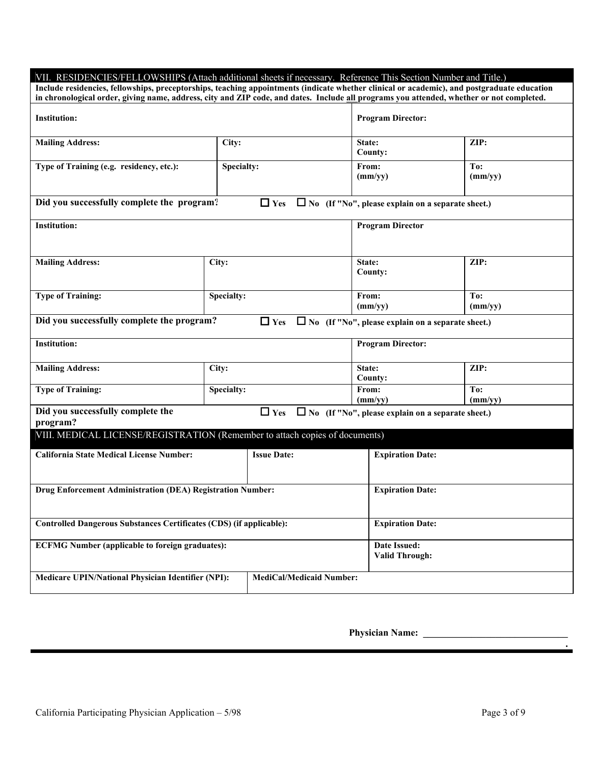## VII. RESIDENCIES/FELLOWSHIPS (Attach additional sheets if necessary. Reference This Section Number and Title.)

**Include residencies, fellowships, preceptorships, teaching appointments (indicate whether clinical or academic), and postgraduate education in chronological order, giving name, address, city and ZIP code, and dates. Include all programs you attended, whether or not completed.**

| **Institution:** | | **Program Director:** | |
|---|---|---|---|
| **Mailing Address:** | **City:** | **State:** **County:** | **ZIP:** |
| **Type of Training (e.g. residency, etc.):** | **Specialty:** | **From:** **(mm/yy)** | **To:** **(mm/yy)** |
| **Did you successfully complete the program?** | ☐ **Yes** ☐ **No (If "No", please explain on a separate sheet.)** | | |

| **Institution:** | | **Program Director** | |
|---|---|---|---|
| **Mailing Address:** | **City:** | **State:** **County:** | **ZIP:** |
| **Type of Training:** | **Specialty:** | **From:** **(mm/yy)** | **To:** **(mm/yy)** |
| **Did you successfully complete the program?** | ☐ **Yes** ☐ **No (If "No", please explain on a separate sheet.)** | | |

| **Institution:** | | **Program Director:** | |
|---|---|---|---|
| **Mailing Address:** | **City:** | **State:** **County:** | **ZIP:** |
| **Type of Training:** | **Specialty:** | **From:** **(mm/yy)** | **To:** **(mm/yy)** |
| **Did you successfully complete the program?** | ☐ **Yes** ☐ **No (If "No", please explain on a separate sheet.)** | | |

## VIII. MEDICAL LICENSE/REGISTRATION (Remember to attach copies of documents)

| **California State Medical License Number:** | **Issue Date:** | **Expiration Date:** |
|---|---|---|
| **Drug Enforcement Administration (DEA) Registration Number:** | | **Expiration Date:** |
| **Controlled Dangerous Substances Certificates (CDS) (if applicable):** | | **Expiration Date:** |
| **ECFMG Number (applicable to foreign graduates):** | | **Date Issued:** **Valid Through:** |
| **Medicare UPIN/National Physician Identifier (NPI):** | **MediCal/Medicaid Number:** | |

**Physician Name:** ______________________________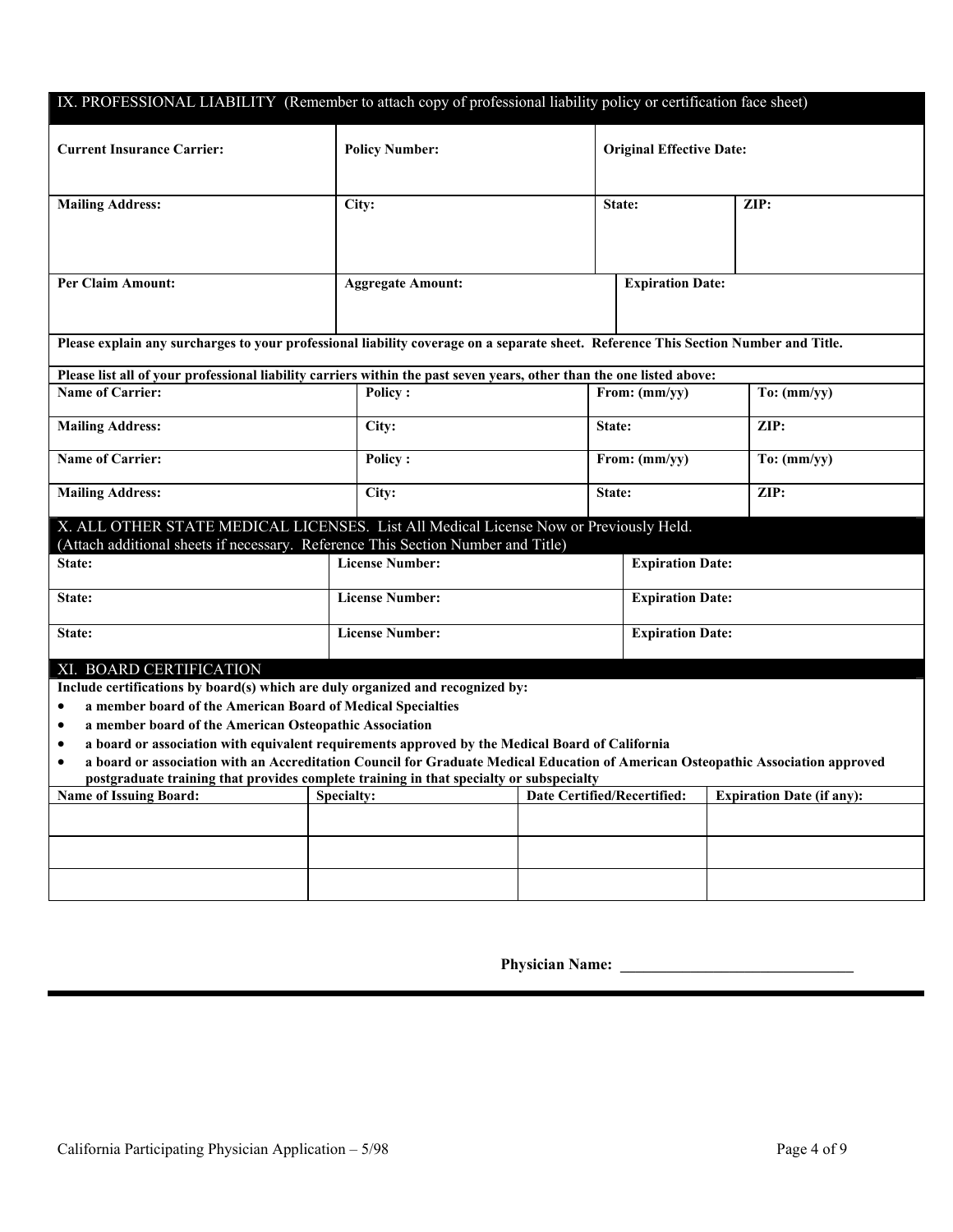## IX. PROFESSIONAL LIABILITY (Remember to attach copy of professional liability policy or certification face sheet)

| **Current Insurance Carrier:** | **Policy Number:** | **Original Effective Date:** | |
|---|---|---|---|
| **Mailing Address:** | **City:** | **State:** | **ZIP:** |
| **Per Claim Amount:** | **Aggregate Amount:** | **Expiration Date:** | |

**Please explain any surcharges to your professional liability coverage on a separate sheet. Reference This Section Number and Title.**

**Please list all of your professional liability carriers within the past seven years, other than the one listed above:**

| **Name of Carrier:** | **Policy :** | **From: (mm/yy)** | **To: (mm/yy)** |
|---|---|---|---|
| **Mailing Address:** | **City:** | **State:** | **ZIP:** |
| **Name of Carrier:** | **Policy :** | **From: (mm/yy)** | **To: (mm/yy)** |
| **Mailing Address:** | **City:** | **State:** | **ZIP:** |

## X. ALL OTHER STATE MEDICAL LICENSES. List All Medical License Now or Previously Held.

(Attach additional sheets if necessary. Reference This Section Number and Title)

| **State:** | **License Number:** | **Expiration Date:** |
|---|---|---|
| **State:** | **License Number:** | **Expiration Date:** |
| **State:** | **License Number:** | **Expiration Date:** |

## XI. BOARD CERTIFICATION

**Include certifications by board(s) which are duly organized and recognized by:**

- **a member board of the American Board of Medical Specialties**
- **a member board of the American Osteopathic Association**
- **a board or association with equivalent requirements approved by the Medical Board of California**
- **a board or association with an Accreditation Council for Graduate Medical Education of American Osteopathic Association approved postgraduate training that provides complete training in that specialty or subspecialty**

| **Name of Issuing Board:** | **Specialty:** | **Date Certified/Recertified:** | **Expiration Date (if any):** |
|---|---|---|---|
| | | | |
| | | | |
| | | | |

**Physician Name:** _______________________________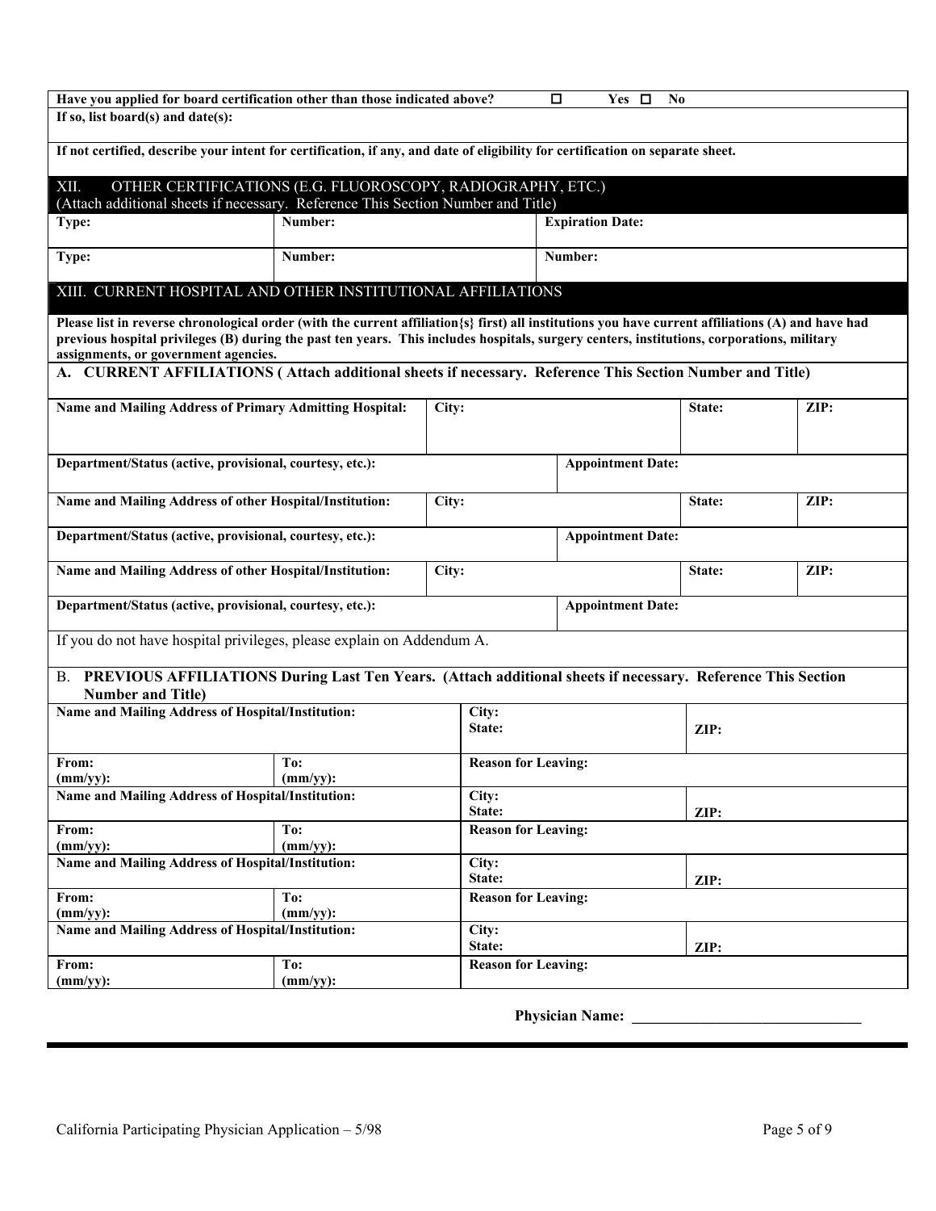| Have you applied for board certification other than those indicated above? | ☐ Yes ☐ No |
|---|---|
| **If so, list board(s) and date(s):** | |

**If not certified, describe your intent for certification, if any, and date of eligibility for certification on separate sheet.**

## XII. OTHER CERTIFICATIONS (E.G. FLUOROSCOPY, RADIOGRAPHY, ETC.)

(Attach additional sheets if necessary. Reference This Section Number and Title)

| Type: | Number: | Expiration Date: |
|---|---|---|
| **Type:** | **Number:** | **Number:** |

## XIII. CURRENT HOSPITAL AND OTHER INSTITUTIONAL AFFILIATIONS

**Please list in reverse chronological order (with the current affiliation{s} first) all institutions you have current affiliations (A) and have had previous hospital privileges (B) during the past ten years. This includes hospitals, surgery centers, institutions, corporations, military assignments, or government agencies.**

### A. CURRENT AFFILIATIONS ( Attach additional sheets if necessary. Reference This Section Number and Title)

| Name and Mailing Address of Primary Admitting Hospital: | City: | State: | ZIP: |
|---|---|---|---|
| **Department/Status (active, provisional, courtesy, etc.):** | | **Appointment Date:** | |
| **Name and Mailing Address of other Hospital/Institution:** | **City:** | **State:** | **ZIP:** |
| **Department/Status (active, provisional, courtesy, etc.):** | | **Appointment Date:** | |
| **Name and Mailing Address of other Hospital/Institution:** | **City:** | **State:** | **ZIP:** |
| **Department/Status (active, provisional, courtesy, etc.):** | | **Appointment Date:** | |

If you do not have hospital privileges, please explain on Addendum A.

### B. PREVIOUS AFFILIATIONS During Last Ten Years. (Attach additional sheets if necessary. Reference This Section Number and Title)

| Name and Mailing Address of Hospital/Institution: | | City: State: | ZIP: |
|---|---|---|---|
| **From: (mm/yy):** | **To: (mm/yy):** | **Reason for Leaving:** | |
| **Name and Mailing Address of Hospital/Institution:** | | **City: State:** | **ZIP:** |
| **From: (mm/yy):** | **To: (mm/yy):** | **Reason for Leaving:** | |
| **Name and Mailing Address of Hospital/Institution:** | | **City: State:** | **ZIP:** |
| **From: (mm/yy):** | **To: (mm/yy):** | **Reason for Leaving:** | |
| **Name and Mailing Address of Hospital/Institution:** | | **City: State:** | **ZIP:** |
| **From: (mm/yy):** | **To: (mm/yy):** | **Reason for Leaving:** | |

**Physician Name: ______________________________**

California Participating Physician Application – 5/98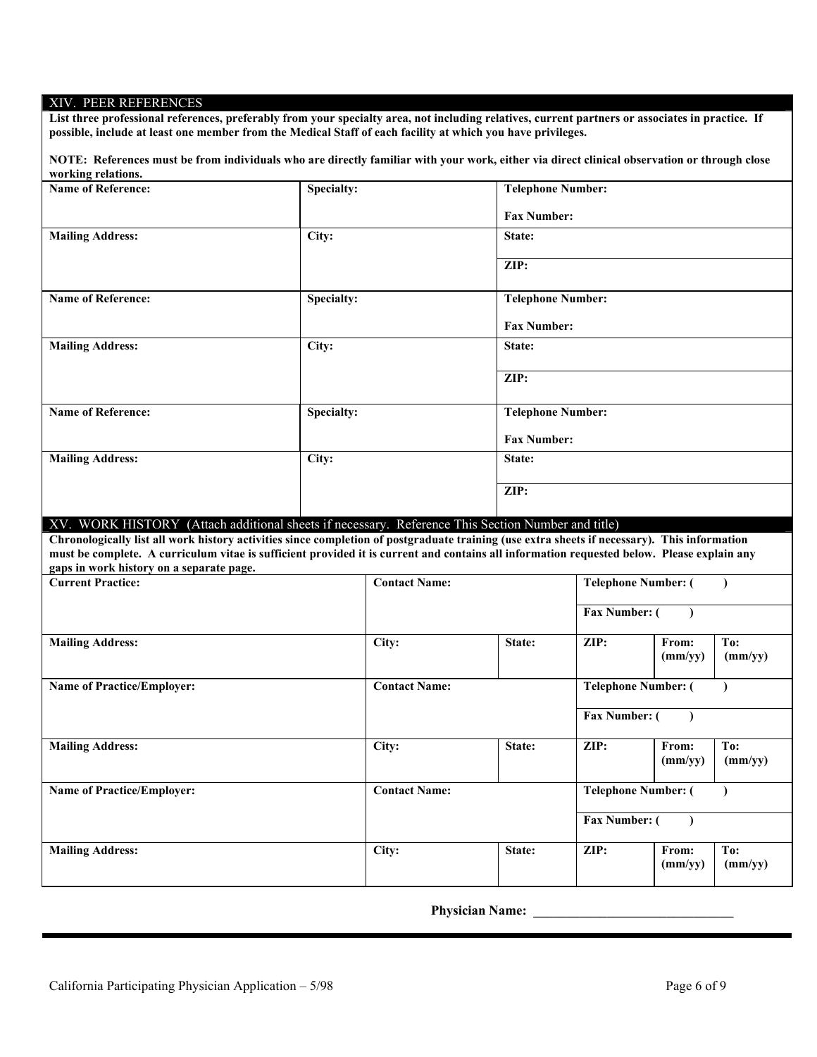## XIV. PEER REFERENCES

**List three professional references, preferably from your specialty area, not including relatives, current partners or associates in practice. If possible, include at least one member from the Medical Staff of each facility at which you have privileges.**

**NOTE: References must be from individuals who are directly familiar with your work, either via direct clinical observation or through close working relations.**

| Name of Reference: | Specialty: | Telephone Number: Fax Number: |
|---|---|---|
| **Mailing Address:** | **City:** | **State:** **ZIP:** |
| **Name of Reference:** | **Specialty:** | **Telephone Number:** **Fax Number:** |
| **Mailing Address:** | **City:** | **State:** **ZIP:** |
| **Name of Reference:** | **Specialty:** | **Telephone Number:** **Fax Number:** |
| **Mailing Address:** | **City:** | **State:** **ZIP:** |

## XV. WORK HISTORY (Attach additional sheets if necessary. Reference This Section Number and title)

**Chronologically list all work history activities since completion of postgraduate training (use extra sheets if necessary). This information must be complete. A curriculum vitae is sufficient provided it is current and contains all information requested below. Please explain any gaps in work history on a separate page.**

| Current Practice: | Contact Name: | | Telephone Number: ( ) Fax Number: ( ) | | |
|---|---|---|---|---|---|
| **Mailing Address:** | **City:** | **State:** | **ZIP:** | **From: (mm/yy)** | **To: (mm/yy)** |
| **Name of Practice/Employer:** | **Contact Name:** | | **Telephone Number: ( )** **Fax Number: ( )** | | |
| **Mailing Address:** | **City:** | **State:** | **ZIP:** | **From: (mm/yy)** | **To: (mm/yy)** |
| **Name of Practice/Employer:** | **Contact Name:** | | **Telephone Number: ( )** **Fax Number: ( )** | | |
| **Mailing Address:** | **City:** | **State:** | **ZIP:** | **From: (mm/yy)** | **To: (mm/yy)** |

**Physician Name:** ______________________________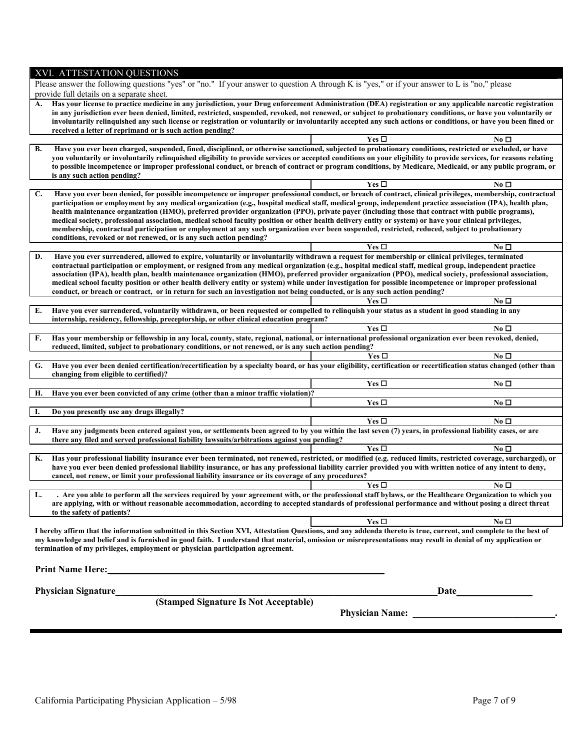## XVI. ATTESTATION QUESTIONS

Please answer the following questions "yes" or "no." If your answer to question A through K is "yes," or if your answer to L is "no," please provide full details on a separate sheet.

**A. Has your license to practice medicine in any jurisdiction, your Drug enforcement Administration (DEA) registration or any applicable narcotic registration in any jurisdiction ever been denied, limited, restricted, suspended, revoked, not renewed, or subject to probationary conditions, or have you voluntarily or involuntarily relinquished any such license or registration or voluntarily or involuntarily accepted any such actions or conditions, or have you been fined or received a letter of reprimand or is such action pending?**

**Yes ☐ No ☐**

**B. Have you ever been charged, suspended, fined, disciplined, or otherwise sanctioned, subjected to probationary conditions, restricted or excluded, or have you voluntarily or involuntarily relinquished eligibility to provide services or accepted conditions on your eligibility to provide services, for reasons relating to possible incompetence or improper professional conduct, or breach of contract or program conditions, by Medicare, Medicaid, or any public program, or is any such action pending?**

**Yes ☐ No ☐**

**C. Have you ever been denied, for possible incompetence or improper professional conduct, or breach of contract, clinical privileges, membership, contractual participation or employment by any medical organization (e.g., hospital medical staff, medical group, independent practice association (IPA), health plan, health maintenance organization (HMO), preferred provider organization (PPO), private payer (including those that contract with public programs), medical society, professional association, medical school faculty position or other health delivery entity or system) or have your clinical privileges, membership, contractual participation or employment at any such organization ever been suspended, restricted, reduced, subject to probationary conditions, revoked or not renewed, or is any such action pending?**

**Yes ☐ No ☐**

**D. Have you ever surrendered, allowed to expire, voluntarily or involuntarily withdrawn a request for membership or clinical privileges, terminated contractual participation or employment, or resigned from any medical organization (e.g., hospital medical staff, medical group, independent practice association (IPA), health plan, health maintenance organization (HMO), preferred provider organization (PPO), medical society, professional association, medical school faculty position or other health delivery entity or system) while under investigation for possible incompetence or improper professional conduct, or breach or contract, or in return for such an investigation not being conducted, or is any such action pending?**

**Yes ☐ No ☐**

**E. Have you ever surrendered, voluntarily withdrawn, or been requested or compelled to relinquish your status as a student in good standing in any internship, residency, fellowship, preceptorship, or other clinical education program?**

**Yes ☐ No ☐**

**F. Has your membership or fellowship in any local, county, state, regional, national, or international professional organization ever been revoked, denied, reduced, limited, subject to probationary conditions, or not renewed, or is any such action pending?**

**Yes ☐ No ☐**

**G. Have you ever been denied certification/recertification by a specialty board, or has your eligibility, certification or recertification status changed (other than changing from eligible to certified)?**

**Yes ☐ No ☐**

**H. Have you ever been convicted of any crime (other than a minor traffic violation)?**

**Yes ☐ No ☐**

**I. Do you presently use any drugs illegally?**

**Yes ☐ No ☐**

**J. Have any judgments been entered against you, or settlements been agreed to by you within the last seven (7) years, in professional liability cases, or are there any filed and served professional liability lawsuits/arbitrations against you pending?**

**Yes ☐ No ☐**

**K. Has your professional liability insurance ever been terminated, not renewed, restricted, or modified (e.g. reduced limits, restricted coverage, surcharged), or have you ever been denied professional liability insurance, or has any professional liability carrier provided you with written notice of any intent to deny, cancel, not renew, or limit your professional liability insurance or its coverage of any procedures?**

**Yes ☐ No ☐**

**L. . Are you able to perform all the services required by your agreement with, or the professional staff bylaws, or the Healthcare Organization to which you are applying, with or without reasonable accommodation, according to accepted standards of professional performance and without posing a direct threat to the safety of patients?**

**Yes ☐ No ☐**

**I hereby affirm that the information submitted in this Section XVI, Attestation Questions, and any addenda thereto is true, current, and complete to the best of my knowledge and belief and is furnished in good faith. I understand that material, omission or misrepresentations may result in denial of my application or termination of my privileges, employment or physician participation agreement.**

**Print Name Here:**\_\_\_\_\_\_\_\_\_\_\_\_\_\_\_\_\_\_\_\_\_\_\_\_\_\_\_\_\_\_\_\_\_\_\_\_\_\_\_\_\_\_\_\_\_\_\_\_

**Physician Signature**\_\_\_\_\_\_\_\_\_\_\_\_\_\_\_\_\_\_\_\_\_\_\_\_\_\_\_\_\_\_\_\_\_\_\_\_\_\_\_\_\_\_\_\_\_\_\_\_\_\_\_\_\_\_ **Date**\_\_\_\_\_\_\_\_\_\_\_\_\_\_

**(Stamped Signature Is Not Acceptable)**

**Physician Name:** \_\_\_\_\_\_\_\_\_\_\_\_\_\_\_\_\_\_\_\_\_\_\_\_\_\_\_\_\_\_**.**

California Participating Physician Application – 5/98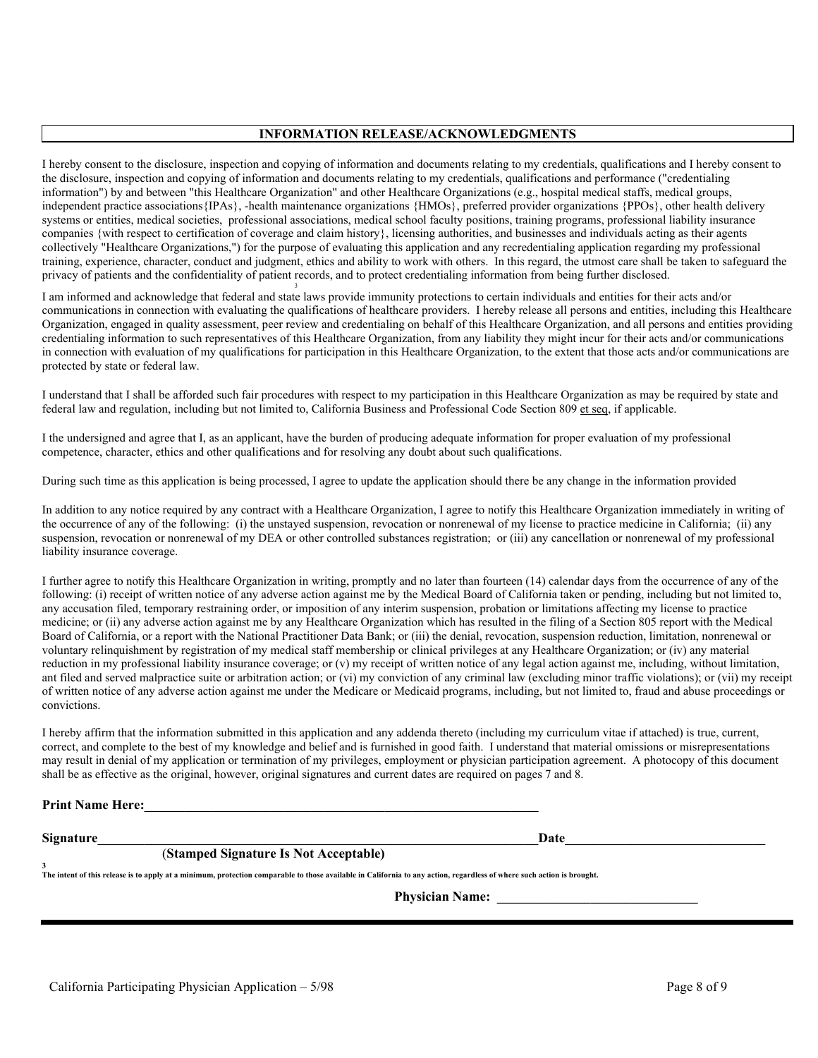## INFORMATION RELEASE/ACKNOWLEDGMENTS

I hereby consent to the disclosure, inspection and copying of information and documents relating to my credentials, qualifications and I hereby consent to the disclosure, inspection and copying of information and documents relating to my credentials, qualifications and performance ("credentialing information") by and between "this Healthcare Organization" and other Healthcare Organizations (e.g., hospital medical staffs, medical groups, independent practice associations{IPAs}, -health maintenance organizations {HMOs}, preferred provider organizations {PPOs}, other health delivery systems or entities, medical societies, professional associations, medical school faculty positions, training programs, professional liability insurance companies {with respect to certification of coverage and claim history}, licensing authorities, and businesses and individuals acting as their agents collectively "Healthcare Organizations,") for the purpose of evaluating this application and any recredentialing application regarding my professional training, experience, character, conduct and judgment, ethics and ability to work with others. In this regard, the utmost care shall be taken to safeguard the privacy of patients and the confidentiality of patient records, and to protect credentialing information from being further disclosed.[3]

I am informed and acknowledge that federal and state laws provide immunity protections to certain individuals and entities for their acts and/or communications in connection with evaluating the qualifications of healthcare providers. I hereby release all persons and entities, including this Healthcare Organization, engaged in quality assessment, peer review and credentialing on behalf of this Healthcare Organization, and all persons and entities providing credentialing information to such representatives of this Healthcare Organization, from any liability they might incur for their acts and/or communications in connection with evaluation of my qualifications for participation in this Healthcare Organization, to the extent that those acts and/or communications are protected by state or federal law.

I understand that I shall be afforded such fair procedures with respect to my participation in this Healthcare Organization as may be required by state and federal law and regulation, including but not limited to, California Business and Professional Code Section 809 et seq, if applicable.

I the undersigned and agree that I, as an applicant, have the burden of producing adequate information for proper evaluation of my professional competence, character, ethics and other qualifications and for resolving any doubt about such qualifications.

During such time as this application is being processed, I agree to update the application should there be any change in the information provided

In addition to any notice required by any contract with a Healthcare Organization, I agree to notify this Healthcare Organization immediately in writing of the occurrence of any of the following: (i) the unstayed suspension, revocation or nonrenewal of my license to practice medicine in California; (ii) any suspension, revocation or nonrenewal of my DEA or other controlled substances registration; or (iii) any cancellation or nonrenewal of my professional liability insurance coverage.

I further agree to notify this Healthcare Organization in writing, promptly and no later than fourteen (14) calendar days from the occurrence of any of the following: (i) receipt of written notice of any adverse action against me by the Medical Board of California taken or pending, including but not limited to, any accusation filed, temporary restraining order, or imposition of any interim suspension, probation or limitations affecting my license to practice medicine; or (ii) any adverse action against me by any Healthcare Organization which has resulted in the filing of a Section 805 report with the Medical Board of California, or a report with the National Practitioner Data Bank; or (iii) the denial, revocation, suspension reduction, limitation, nonrenewal or voluntary relinquishment by registration of my medical staff membership or clinical privileges at any Healthcare Organization; or (iv) any material reduction in my professional liability insurance coverage; or (v) my receipt of written notice of any legal action against me, including, without limitation, ant filed and served malpractice suite or arbitration action; or (vi) my conviction of any criminal law (excluding minor traffic violations); or (vii) my receipt of written notice of any adverse action against me under the Medicare or Medicaid programs, including, but not limited to, fraud and abuse proceedings or convictions.

I hereby affirm that the information submitted in this application and any addenda thereto (including my curriculum vitae if attached) is true, current, correct, and complete to the best of my knowledge and belief and is furnished in good faith. I understand that material omissions or misrepresentations may result in denial of my application or termination of my privileges, employment or physician participation agreement. A photocopy of this document shall be as effective as the original, however, original signatures and current dates are required on pages 7 and 8.

**Print Name Here:**\_\_\_\_\_\_\_\_\_\_\_\_\_\_\_\_\_\_\_\_\_\_\_\_\_\_\_\_\_\_\_\_\_\_\_\_\_\_\_\_

**Signature**\_\_\_\_\_\_\_\_\_\_\_\_\_\_\_\_\_\_\_\_\_\_\_\_\_\_\_\_\_\_\_\_\_\_\_\_\_\_\_\_\_\_\_\_\_\_**Date**\_\_\_\_\_\_\_\_\_\_\_\_\_\_\_\_\_\_\_\_\_\_

(**Stamped Signature Is Not Acceptable)**

[3] **The intent of this release is to apply at a minimum, protection comparable to those available in California to any action, regardless of where such action is brought.**

**Physician Name:** \_\_\_\_\_\_\_\_\_\_\_\_\_\_\_\_\_\_\_\_\_\_\_\_\_\_\_\_\_\_

California Participating Physician Application – 5/98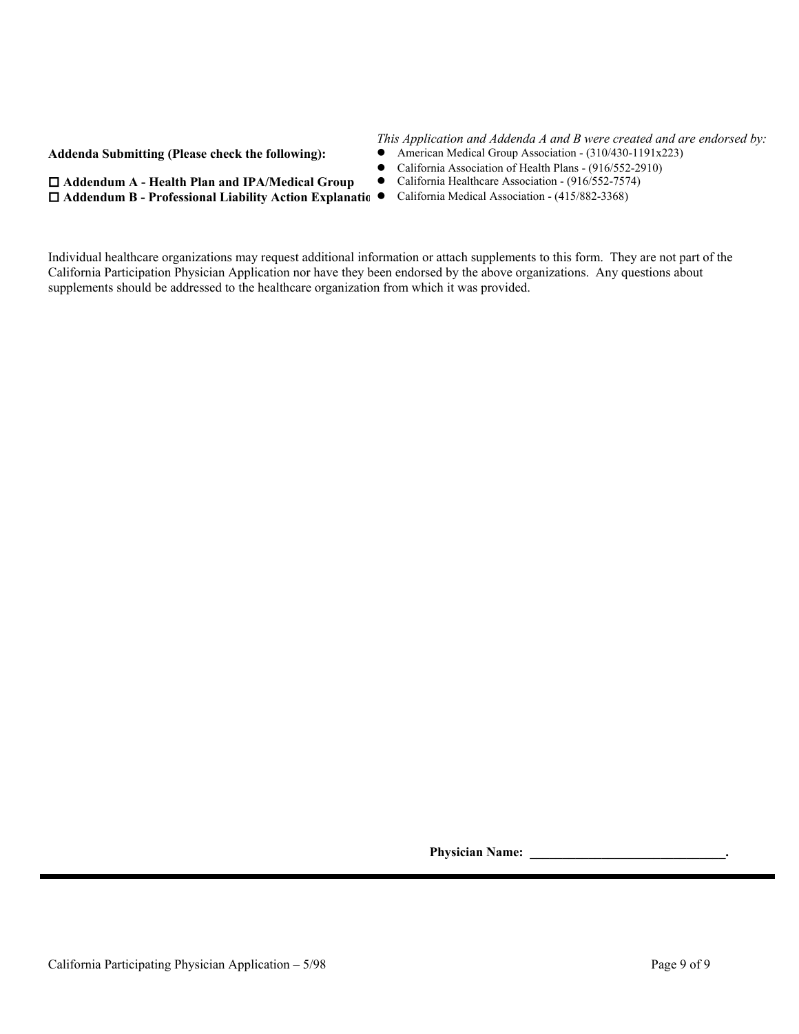**Addenda Submitting (Please check the following):**

☐ **Addendum A - Health Plan and IPA/Medical Group**

☐ **Addendum B - Professional Liability Action Explanatio**

*This Application and Addenda A and B were created and are endorsed by:*

- American Medical Group Association - (310/430-1191x223)
- California Association of Health Plans - (916/552-2910)
- California Healthcare Association - (916/552-7574)
- California Medical Association - (415/882-3368)

Individual healthcare organizations may request additional information or attach supplements to this form. They are not part of the California Participation Physician Application nor have they been endorsed by the above organizations. Any questions about supplements should be addressed to the healthcare organization from which it was provided.

**Physician Name: \_\_\_\_\_\_\_\_\_\_\_\_\_\_\_\_\_\_\_\_\_\_\_\_\_\_\_\_\_\_.**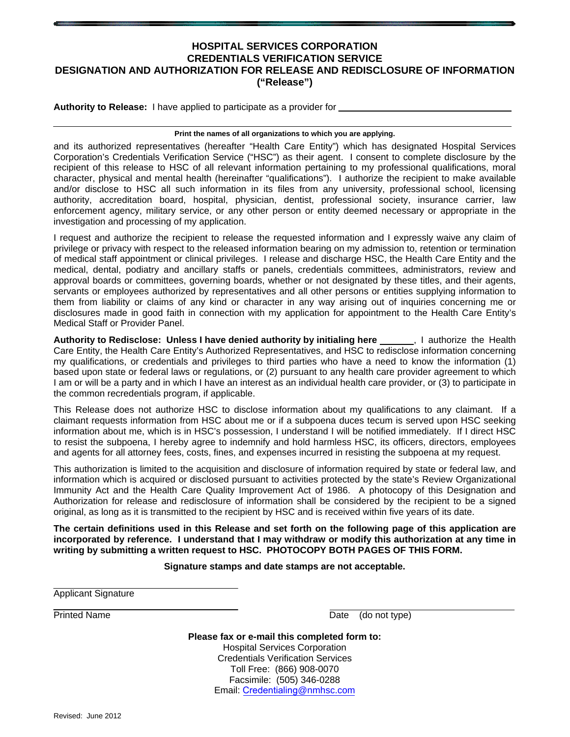# HOSPITAL SERVICES CORPORATION
## CREDENTIALS VERIFICATION SERVICE
## DESIGNATION AND AUTHORIZATION FOR RELEASE AND REDISCLOSURE OF INFORMATION
## ("Release")

**Authority to Release:** I have applied to participate as a provider for ________________________________

______________________________________________________________________________

**Print the names of all organizations to which you are applying.**

and its authorized representatives (hereafter "Health Care Entity") which has designated Hospital Services Corporation's Credentials Verification Service ("HSC") as their agent. I consent to complete disclosure by the recipient of this release to HSC of all relevant information pertaining to my professional qualifications, moral character, physical and mental health (hereinafter "qualifications"). I authorize the recipient to make available and/or disclose to HSC all such information in its files from any university, professional school, licensing authority, accreditation board, hospital, physician, dentist, professional society, insurance carrier, law enforcement agency, military service, or any other person or entity deemed necessary or appropriate in the investigation and processing of my application.

I request and authorize the recipient to release the requested information and I expressly waive any claim of privilege or privacy with respect to the released information bearing on my admission to, retention or termination of medical staff appointment or clinical privileges. I release and discharge HSC, the Health Care Entity and the medical, dental, podiatry and ancillary staffs or panels, credentials committees, administrators, review and approval boards or committees, governing boards, whether or not designated by these titles, and their agents, servants or employees authorized by representatives and all other persons or entities supplying information to them from liability or claims of any kind or character in any way arising out of inquiries concerning me or disclosures made in good faith in connection with my application for appointment to the Health Care Entity's Medical Staff or Provider Panel.

**Authority to Redisclose: Unless I have denied authority by initialing here ______**, I authorize the Health Care Entity, the Health Care Entity's Authorized Representatives, and HSC to redisclose information concerning my qualifications, or credentials and privileges to third parties who have a need to know the information (1) based upon state or federal laws or regulations, or (2) pursuant to any health care provider agreement to which I am or will be a party and in which I have an interest as an individual health care provider, or (3) to participate in the common recredentials program, if applicable.

This Release does not authorize HSC to disclose information about my qualifications to any claimant. If a claimant requests information from HSC about me or if a subpoena duces tecum is served upon HSC seeking information about me, which is in HSC's possession, I understand I will be notified immediately. If I direct HSC to resist the subpoena, I hereby agree to indemnify and hold harmless HSC, its officers, directors, employees and agents for all attorney fees, costs, fines, and expenses incurred in resisting the subpoena at my request.

This authorization is limited to the acquisition and disclosure of information required by state or federal law, and information which is acquired or disclosed pursuant to activities protected by the state's Review Organizational Immunity Act and the Health Care Quality Improvement Act of 1986. A photocopy of this Designation and Authorization for release and redisclosure of information shall be considered by the recipient to be a signed original, as long as it is transmitted to the recipient by HSC and is received within five years of its date.

**The certain definitions used in this Release and set forth on the following page of this application are incorporated by reference. I understand that I may withdraw or modify this authorization at any time in writing by submitting a written request to HSC. PHOTOCOPY BOTH PAGES OF THIS FORM.**

**Signature stamps and date stamps are not acceptable.**

______________________________
Applicant Signature

______________________________
Printed Name

______________________________
Date (do not type)

**Please fax or e-mail this completed form to:**

Hospital Services Corporation
Credentials Verification Services
Toll Free: (866) 908-0070
Facsimile: (505) 346-0288
Email: Credentialing@nmhsc.com

Revised: June 2012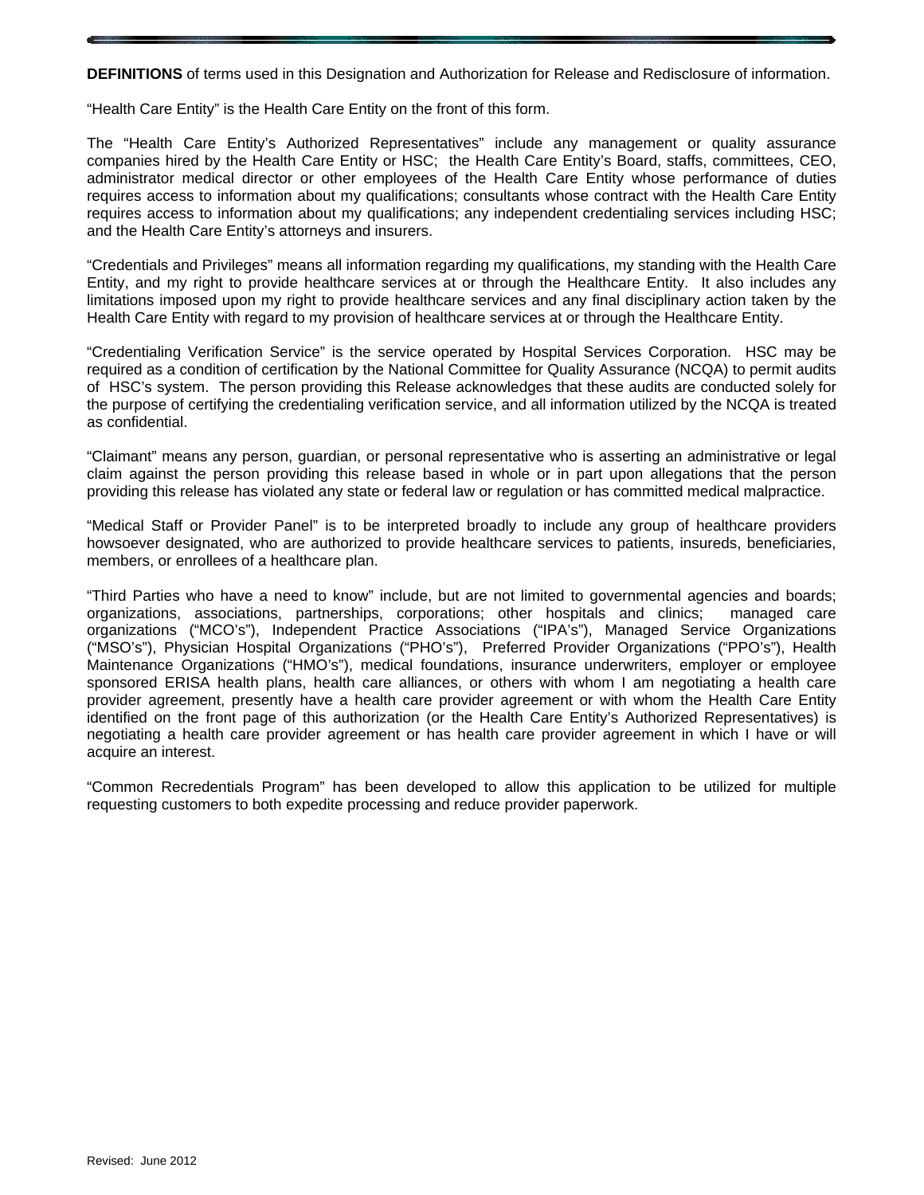**DEFINITIONS** of terms used in this Designation and Authorization for Release and Redisclosure of information.

"Health Care Entity" is the Health Care Entity on the front of this form.

The "Health Care Entity's Authorized Representatives" include any management or quality assurance companies hired by the Health Care Entity or HSC; the Health Care Entity's Board, staffs, committees, CEO, administrator medical director or other employees of the Health Care Entity whose performance of duties requires access to information about my qualifications; consultants whose contract with the Health Care Entity requires access to information about my qualifications; any independent credentialing services including HSC; and the Health Care Entity's attorneys and insurers.

"Credentials and Privileges" means all information regarding my qualifications, my standing with the Health Care Entity, and my right to provide healthcare services at or through the Healthcare Entity. It also includes any limitations imposed upon my right to provide healthcare services and any final disciplinary action taken by the Health Care Entity with regard to my provision of healthcare services at or through the Healthcare Entity.

"Credentialing Verification Service" is the service operated by Hospital Services Corporation. HSC may be required as a condition of certification by the National Committee for Quality Assurance (NCQA) to permit audits of HSC's system. The person providing this Release acknowledges that these audits are conducted solely for the purpose of certifying the credentialing verification service, and all information utilized by the NCQA is treated as confidential.

"Claimant" means any person, guardian, or personal representative who is asserting an administrative or legal claim against the person providing this release based in whole or in part upon allegations that the person providing this release has violated any state or federal law or regulation or has committed medical malpractice.

"Medical Staff or Provider Panel" is to be interpreted broadly to include any group of healthcare providers howsoever designated, who are authorized to provide healthcare services to patients, insureds, beneficiaries, members, or enrollees of a healthcare plan.

"Third Parties who have a need to know" include, but are not limited to governmental agencies and boards; organizations, associations, partnerships, corporations; other hospitals and clinics; managed care organizations ("MCO's"), Independent Practice Associations ("IPA's"), Managed Service Organizations ("MSO's"), Physician Hospital Organizations ("PHO's"), Preferred Provider Organizations ("PPO's"), Health Maintenance Organizations ("HMO's"), medical foundations, insurance underwriters, employer or employee sponsored ERISA health plans, health care alliances, or others with whom I am negotiating a health care provider agreement, presently have a health care provider agreement or with whom the Health Care Entity identified on the front page of this authorization (or the Health Care Entity's Authorized Representatives) is negotiating a health care provider agreement or has health care provider agreement in which I have or will acquire an interest.

"Common Recredentials Program" has been developed to allow this application to be utilized for multiple requesting customers to both expedite processing and reduce provider paperwork.

Revised: June 2012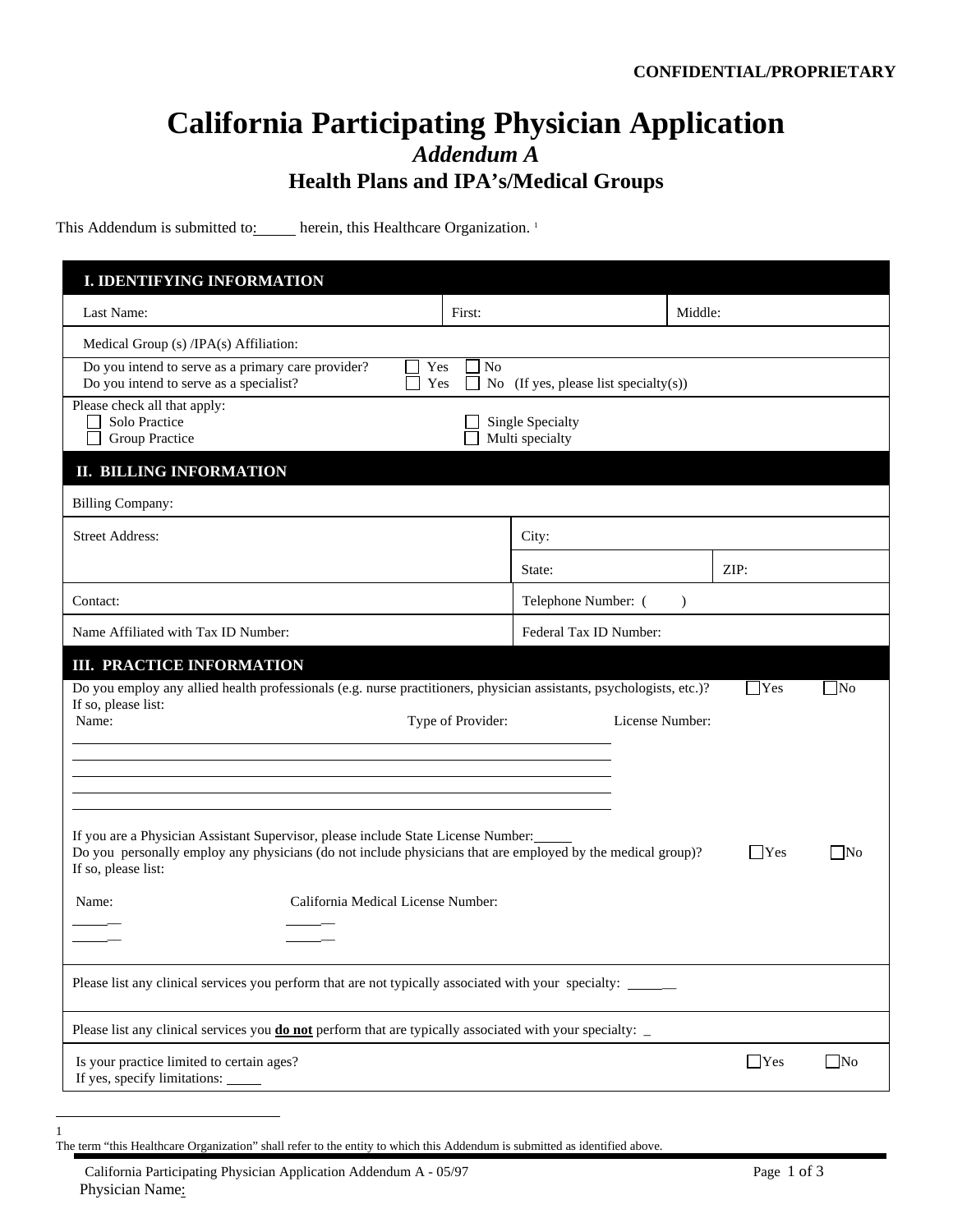CONFIDENTIAL/PROPRIETARY

# California Participating Physician Application

## *Addendum A*

## Health Plans and IPA's/Medical Groups

This Addendum is submitted to: _____ herein, this Healthcare Organization. [1]

### I. IDENTIFYING INFORMATION

| Last Name: | First: | Middle: |
|---|---|---|
| Medical Group (s) /IPA(s) Affiliation: | | |

Do you intend to serve as a primary care provider? ☐ Yes ☐ No
Do you intend to serve as a specialist? ☐ Yes ☐ No (If yes, please list specialty(s))

Please check all that apply:
☐ Solo Practice ☐ Single Specialty
☐ Group Practice ☐ Multi specialty

### II. BILLING INFORMATION

| Billing Company: | | |
|---|---|---|
| Street Address: | City: | |
| | State: | ZIP: |
| Contact: | Telephone Number: ( ) | |
| Name Affiliated with Tax ID Number: | Federal Tax ID Number: | |

### III. PRACTICE INFORMATION

Do you employ any allied health professionals (e.g. nurse practitioners, physician assistants, psychologists, etc.)? ☐Yes ☐No
If so, please list:

| Name: | Type of Provider: | License Number: |
|---|---|---|
| | | |
| | | |
| | | |
| | | |
| | | |

If you are a Physician Assistant Supervisor, please include State License Number: _____
Do you personally employ any physicians (do not include physicians that are employed by the medical group)? ☐Yes ☐No
If so, please list:

| Name: | California Medical License Number: |
|---|---|
| _____ | _____ |
| _____ | _____ |

Please list any clinical services you perform that are not typically associated with your specialty: _____

Please list any clinical services you **do not** perform that are typically associated with your specialty: _

Is your practice limited to certain ages? ☐Yes ☐No
If yes, specify limitations: _____

---

[1] The term "this Healthcare Organization" shall refer to the entity to which this Addendum is submitted as identified above.

Physician Name: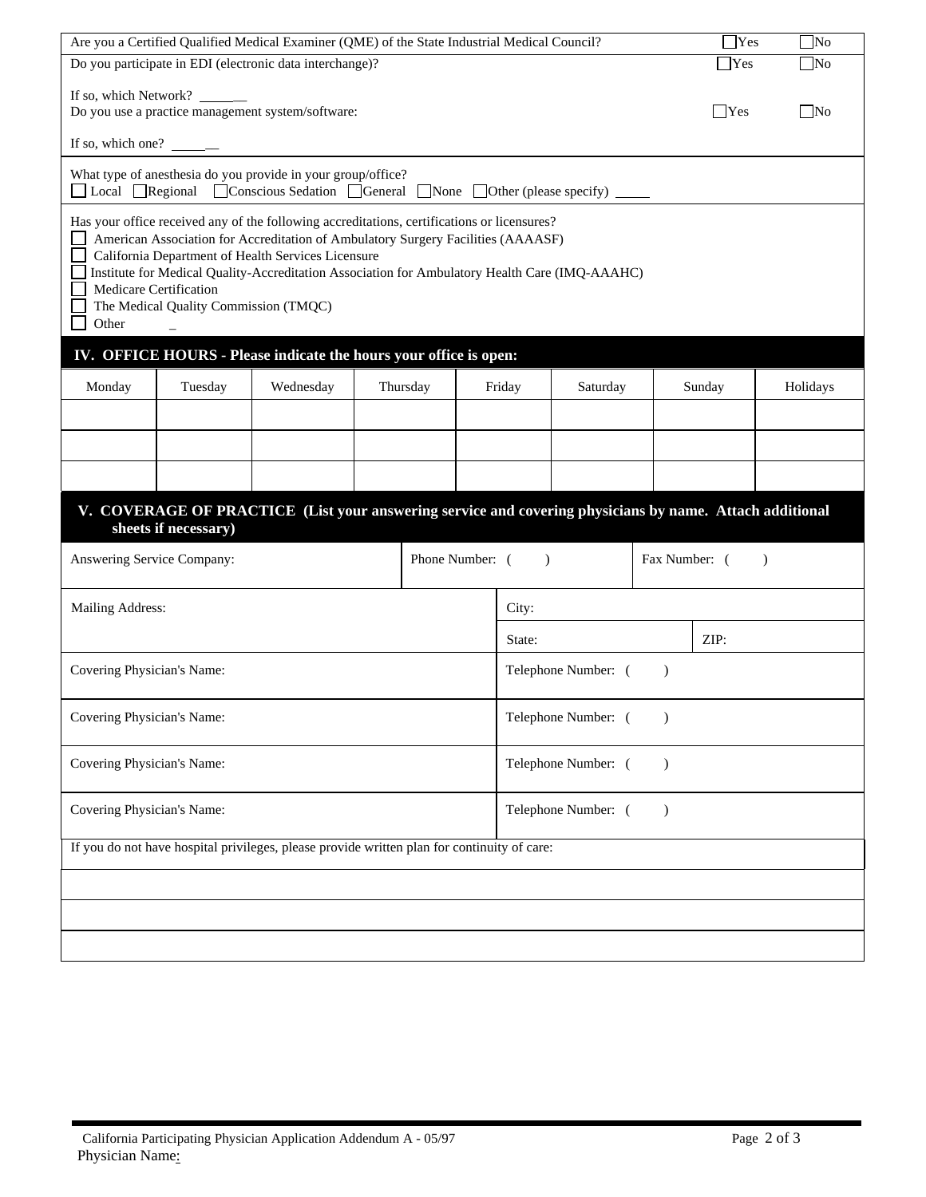| | | |
|---|---|---|
| Are you a Certified Qualified Medical Examiner (QME) of the State Industrial Medical Council? | ☐ Yes | ☐ No |
| Do you participate in EDI (electronic data interchange)? | ☐ Yes | ☐ No |
| If so, which Network? ______ | | |
| Do you use a practice management system/software: | ☐ Yes | ☐ No |
| If so, which one? ______ | | |

What type of anesthesia do you provide in your group/office?
☐ Local ☐ Regional ☐ Conscious Sedation ☐ General ☐ None ☐ Other (please specify) _____

Has your office received any of the following accreditations, certifications or licensures?

- ☐ American Association for Accreditation of Ambulatory Surgery Facilities (AAAASF)
- ☐ California Department of Health Services Licensure
- ☐ Institute for Medical Quality-Accreditation Association for Ambulatory Health Care (IMQ-AAAHC)
- ☐ Medicare Certification
- ☐ The Medical Quality Commission (TMQC)
- ☐ Other _

## IV. OFFICE HOURS - Please indicate the hours your office is open:

| Monday | Tuesday | Wednesday | Thursday | Friday | Saturday | Sunday | Holidays |
|---|---|---|---|---|---|---|---|
| | | | | | | | |
| | | | | | | | |
| | | | | | | | |

## V. COVERAGE OF PRACTICE (List your answering service and covering physicians by name. Attach additional sheets if necessary)

| | | |
|---|---|---|
| Answering Service Company: | Phone Number: ( ) | Fax Number: ( ) |
| Mailing Address: | City: | |
| | State: | ZIP: |
| Covering Physician's Name: | Telephone Number: ( ) | |
| Covering Physician's Name: | Telephone Number: ( ) | |
| Covering Physician's Name: | Telephone Number: ( ) | |
| Covering Physician's Name: | Telephone Number: ( ) | |

If you do not have hospital privileges, please provide written plan for continuity of care:

| |
|---|
| |
| |
| |

California Participating Physician Application Addendum A - 05/97

Physician Name: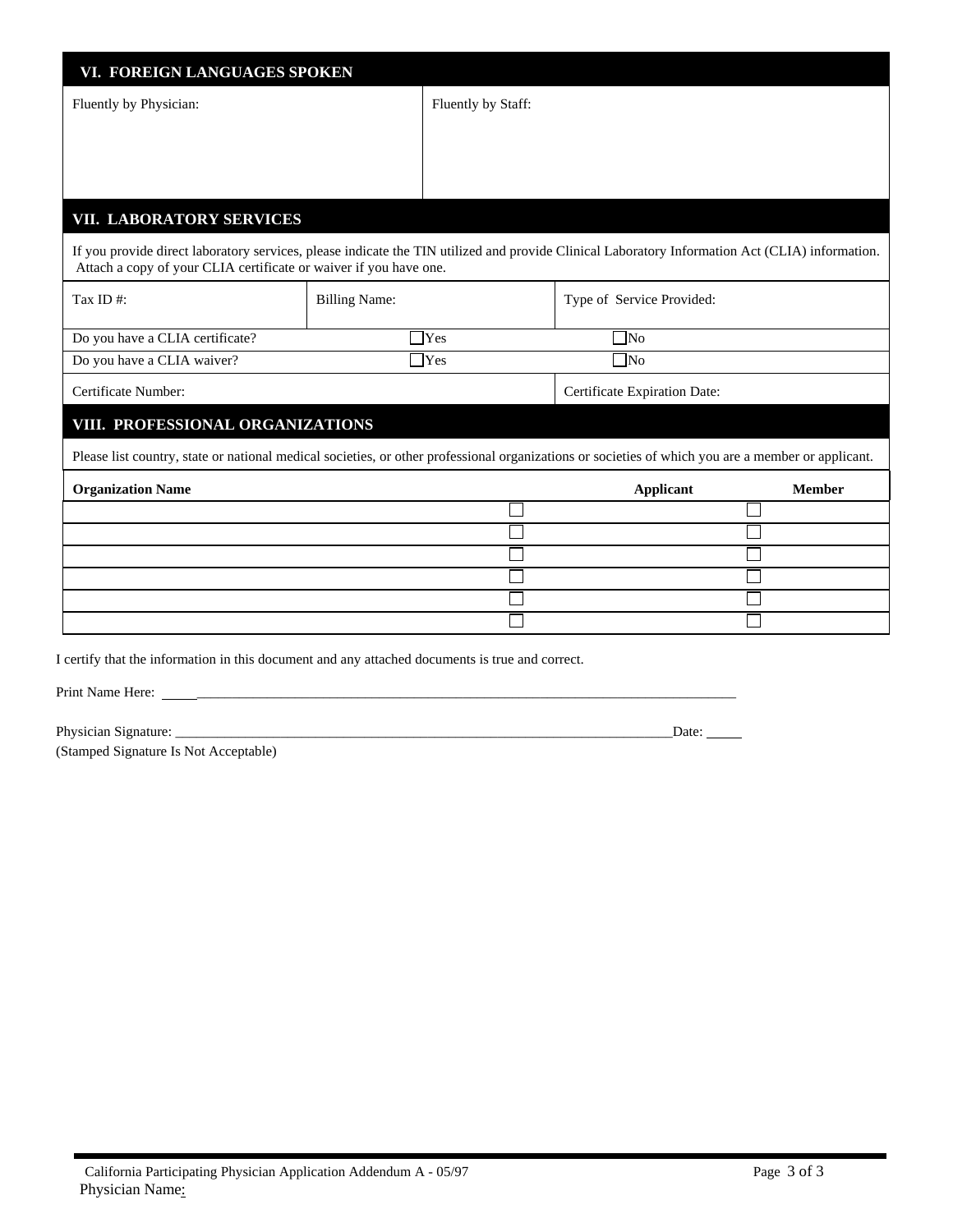## VI. FOREIGN LANGUAGES SPOKEN

| Fluently by Physician: | Fluently by Staff: |
|---|---|
| | |

## VII. LABORATORY SERVICES

If you provide direct laboratory services, please indicate the TIN utilized and provide Clinical Laboratory Information Act (CLIA) information. Attach a copy of your CLIA certificate or waiver if you have one.

| Tax ID #: | Billing Name: | Type of Service Provided: |
|---|---|---|
| | | |

| | | |
|---|---|---|
| Do you have a CLIA certificate? | ☐ Yes | ☐ No |
| Do you have a CLIA waiver? | ☐ Yes | ☐ No |

| Certificate Number: | Certificate Expiration Date: |
|---|---|
| | |

## VIII. PROFESSIONAL ORGANIZATIONS

Please list country, state or national medical societies, or other professional organizations or societies of which you are a member or applicant.

| Organization Name | Applicant | Member |
|---|---|---|
| | ☐ | ☐ |
| | ☐ | ☐ |
| | ☐ | ☐ |
| | ☐ | ☐ |
| | ☐ | ☐ |
| | ☐ | ☐ |

I certify that the information in this document and any attached documents is true and correct.

Print Name Here: ______________________________________________________________________________

Physician Signature: ___________________________________________________________________________Date: _____

(Stamped Signature Is Not Acceptable)

California Participating Physician Application Addendum A - 05/97

Physician Name: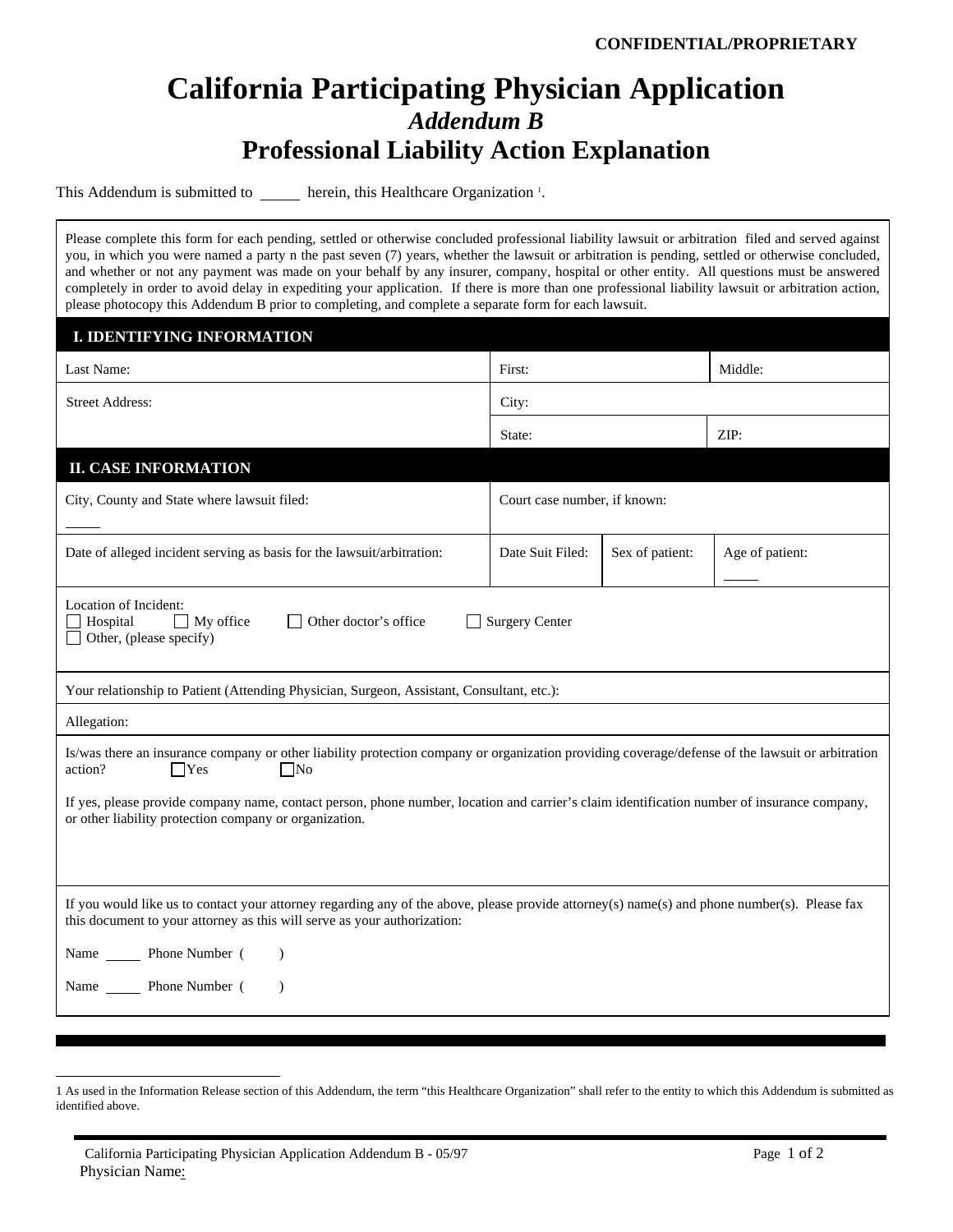**CONFIDENTIAL/PROPRIETARY**

# California Participating Physician Application

## *Addendum B*

## Professional Liability Action Explanation

This Addendum is submitted to \_\_\_\_\_ herein, this Healthcare Organization [1].

Please complete this form for each pending, settled or otherwise concluded professional liability lawsuit or arbitration filed and served against you, in which you were named a party n the past seven (7) years, whether the lawsuit or arbitration is pending, settled or otherwise concluded, and whether or not any payment was made on your behalf by any insurer, company, hospital or other entity. All questions must be answered completely in order to avoid delay in expediting your application. If there is more than one professional liability lawsuit or arbitration action, please photocopy this Addendum B prior to completing, and complete a separate form for each lawsuit.

### I. IDENTIFYING INFORMATION

| Last Name: | First: | Middle: |
|---|---|---|
| Street Address: | City: | |
| | State: | ZIP: |

### II. CASE INFORMATION

| City, County and State where lawsuit filed: \_\_\_\_\_ | Court case number, if known: | | |
|---|---|---|---|
| Date of alleged incident serving as basis for the lawsuit/arbitration: | Date Suit Filed: | Sex of patient: | Age of patient: \_\_\_\_\_ |

Location of Incident:
☐ Hospital ☐ My office ☐ Other doctor's office ☐ Surgery Center
☐ Other, (please specify)

Your relationship to Patient (Attending Physician, Surgeon, Assistant, Consultant, etc.):

Allegation:

Is/was there an insurance company or other liability protection company or organization providing coverage/defense of the lawsuit or arbitration action? ☐Yes ☐No

If yes, please provide company name, contact person, phone number, location and carrier's claim identification number of insurance company, or other liability protection company or organization.

If you would like us to contact your attorney regarding any of the above, please provide attorney(s) name(s) and phone number(s). Please fax this document to your attorney as this will serve as your authorization:

Name \_\_\_\_\_ Phone Number (     )

Name \_\_\_\_\_ Phone Number (     )

---

[1] As used in the Information Release section of this Addendum, the term "this Healthcare Organization" shall refer to the entity to which this Addendum is submitted as identified above.

Physician Name: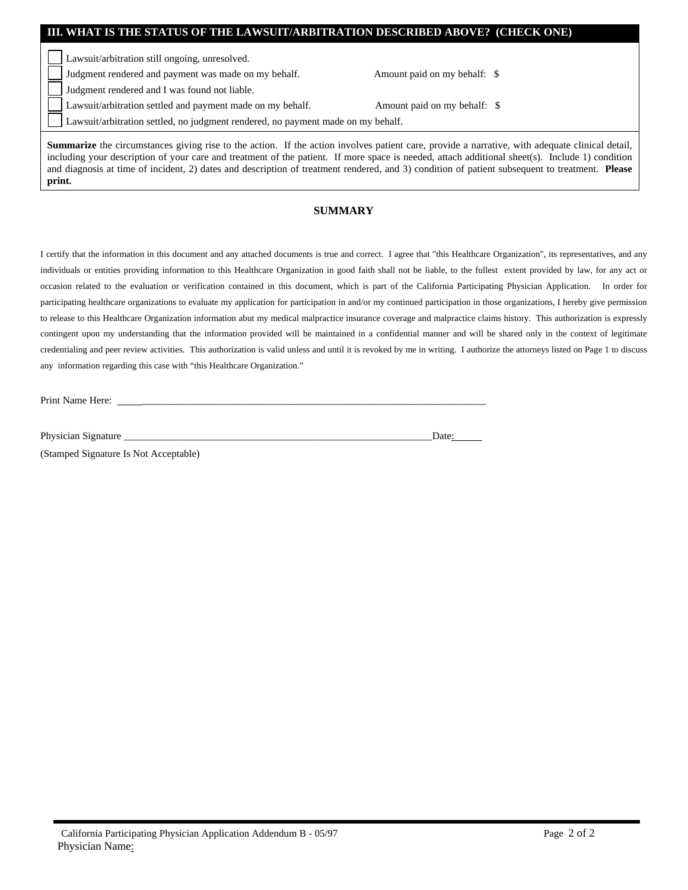## III. WHAT IS THE STATUS OF THE LAWSUIT/ARBITRATION DESCRIBED ABOVE? (CHECK ONE)

- ☐ Lawsuit/arbitration still ongoing, unresolved.
- ☐ Judgment rendered and payment was made on my behalf. Amount paid on my behalf: $
- ☐ Judgment rendered and I was found not liable.
- ☐ Lawsuit/arbitration settled and payment made on my behalf. Amount paid on my behalf: $
- ☐ Lawsuit/arbitration settled, no judgment rendered, no payment made on my behalf.

**Summarize** the circumstances giving rise to the action. If the action involves patient care, provide a narrative, with adequate clinical detail, including your description of your care and treatment of the patient. If more space is needed, attach additional sheet(s). Include 1) condition and diagnosis at time of incident, 2) dates and description of treatment rendered, and 3) condition of patient subsequent to treatment. **Please print.**

**SUMMARY**

I certify that the information in this document and any attached documents is true and correct. I agree that "this Healthcare Organization", its representatives, and any individuals or entities providing information to this Healthcare Organization in good faith shall not be liable, to the fullest extent provided by law, for any act or occasion related to the evaluation or verification contained in this document, which is part of the California Participating Physician Application. In order for participating healthcare organizations to evaluate my application for participation in and/or my continued participation in those organizations, I hereby give permission to release to this Healthcare Organization information abut my medical malpractice insurance coverage and malpractice claims history. This authorization is expressly contingent upon my understanding that the information provided will be maintained in a confidential manner and will be shared only in the context of legitimate credentialing and peer review activities. This authorization is valid unless and until it is revoked by me in writing. I authorize the attorneys listed on Page 1 to discuss any information regarding this case with "this Healthcare Organization."

Print Name Here: ______________________________________________________________________

Physician Signature ______________________________________________________________ Date: ______

(Stamped Signature Is Not Acceptable)

California Participating Physician Application Addendum B - 05/97

Physician Name: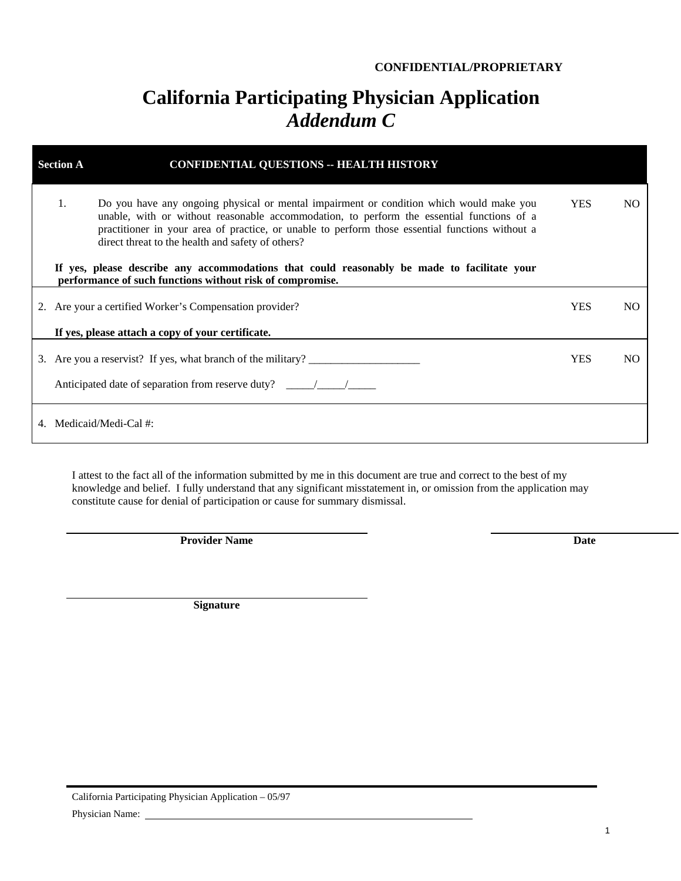**CONFIDENTIAL/PROPRIETARY**

# California Participating Physician Application
## *Addendum C*

| **Section A** | **CONFIDENTIAL QUESTIONS -- HEALTH HISTORY** | | |
|---|---|---|---|
| 1. | Do you have any ongoing physical or mental impairment or condition which would make you unable, with or without reasonable accommodation, to perform the essential functions of a practitioner in your area of practice, or unable to perform those essential functions without a direct threat to the health and safety of others?<br><br>**If yes, please describe any accommodations that could reasonably be made to facilitate your performance of such functions without risk of compromise.** | YES | NO |
| 2. | Are your a certified Worker's Compensation provider?<br><br>**If yes, please attach a copy of your certificate.** | YES | NO |
| 3. | Are you a reservist? If yes, what branch of the military? ____________________<br><br>Anticipated date of separation from reserve duty? _____/_____/_____ | YES | NO |
| 4. | Medicaid/Medi-Cal #: | | |

I attest to the fact all of the information submitted by me in this document are true and correct to the best of my knowledge and belief. I fully understand that any significant misstatement in, or omission from the application may constitute cause for denial of participation or cause for summary dismissal.

______________________________ **Provider Name**

______________________________ **Date**

______________________________ **Signature**

California Participating Physician Application – 05/97

Physician Name: ______________________________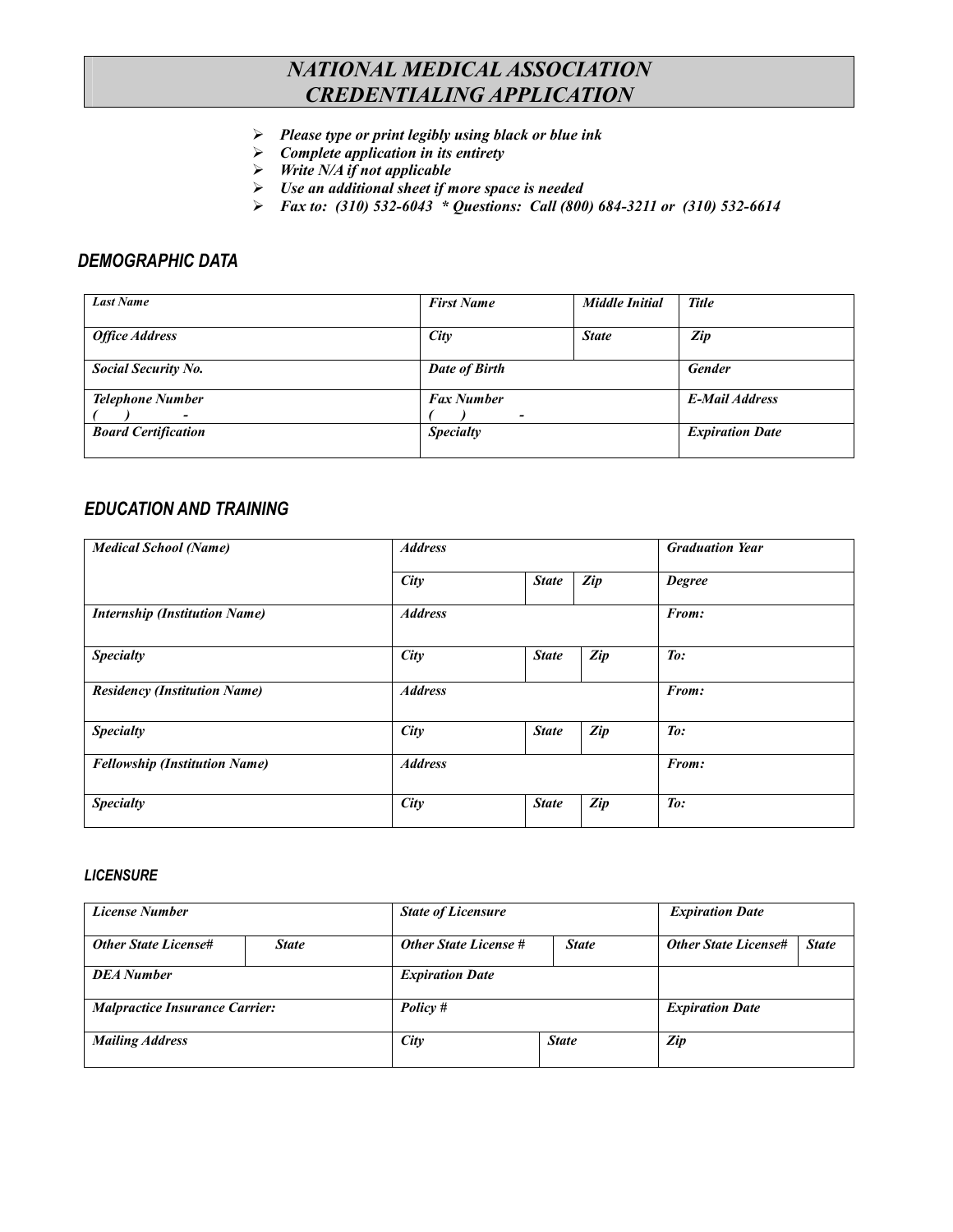# NATIONAL MEDICAL ASSOCIATION CREDENTIALING APPLICATION

- ***Please type or print legibly using black or blue ink***
- ***Complete application in its entirety***
- ***Write N/A if not applicable***
- ***Use an additional sheet if more space is needed***
- ***Fax to: (310) 532-6043 * Questions: Call (800) 684-3211 or (310) 532-6614***

## DEMOGRAPHIC DATA

| *Last Name* | *First Name* | *Middle Initial* | *Title* |
|---|---|---|---|
| *Office Address* | *City* | *State* | *Zip* |
| *Social Security No.* | *Date of Birth* | | *Gender* |
| *Telephone Number* ( ) - | *Fax Number* ( ) - | | *E-Mail Address* |
| *Board Certification* | *Specialty* | | *Expiration Date* |

## EDUCATION AND TRAINING

| *Medical School (Name)* | *Address* | | | *Graduation Year* |
|---|---|---|---|---|
| | *City* | *State* | *Zip* | *Degree* |
| *Internship (Institution Name)* | *Address* | | | *From:* |
| *Specialty* | *City* | *State* | *Zip* | *To:* |
| *Residency (Institution Name)* | *Address* | | | *From:* |
| *Specialty* | *City* | *State* | *Zip* | *To:* |
| *Fellowship (Institution Name)* | *Address* | | | *From:* |
| *Specialty* | *City* | *State* | *Zip* | *To:* |

### LICENSURE

| *License Number* | | *State of Licensure* | | *Expiration Date* | |
|---|---|---|---|---|---|
| *Other State License#* | *State* | *Other State License #* | *State* | *Other State License#* | *State* |
| *DEA Number* | | *Expiration Date* | | | |
| *Malpractice Insurance Carrier:* | | *Policy #* | | *Expiration Date* | |
| *Mailing Address* | | *City* | *State* | *Zip* | |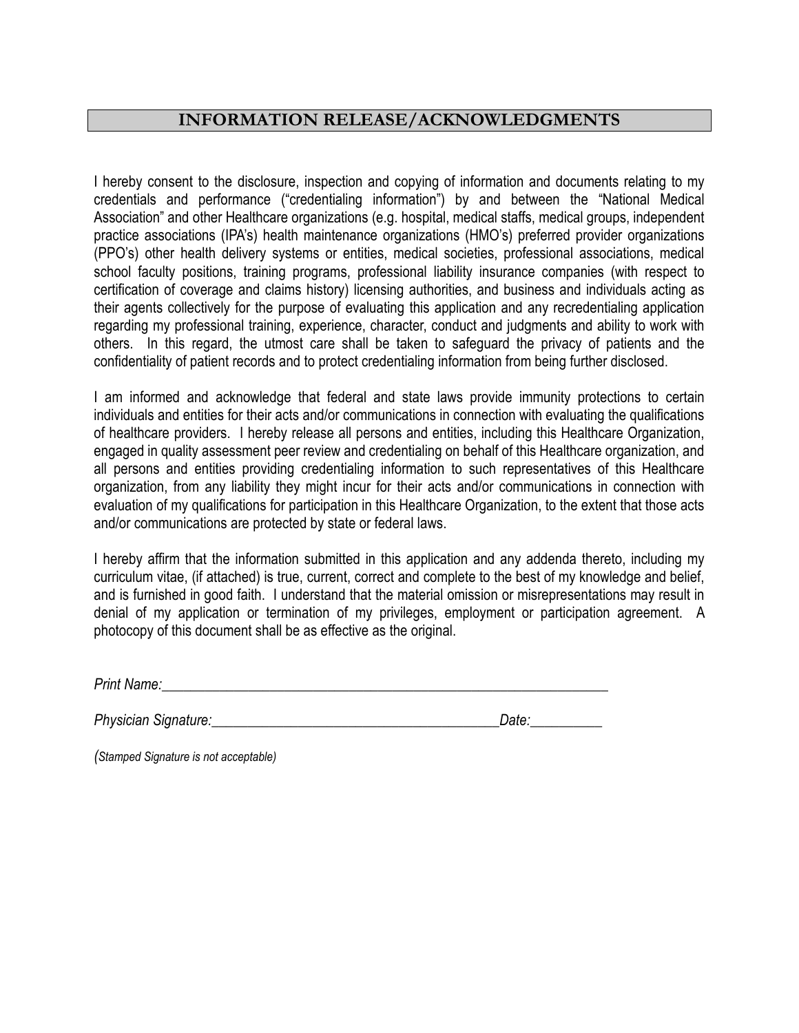## INFORMATION RELEASE/ACKNOWLEDGMENTS

I hereby consent to the disclosure, inspection and copying of information and documents relating to my credentials and performance ("credentialing information") by and between the "National Medical Association" and other Healthcare organizations (e.g. hospital, medical staffs, medical groups, independent practice associations (IPA's) health maintenance organizations (HMO's) preferred provider organizations (PPO's) other health delivery systems or entities, medical societies, professional associations, medical school faculty positions, training programs, professional liability insurance companies (with respect to certification of coverage and claims history) licensing authorities, and business and individuals acting as their agents collectively for the purpose of evaluating this application and any recredentialing application regarding my professional training, experience, character, conduct and judgments and ability to work with others. In this regard, the utmost care shall be taken to safeguard the privacy of patients and the confidentiality of patient records and to protect credentialing information from being further disclosed.

I am informed and acknowledge that federal and state laws provide immunity protections to certain individuals and entities for their acts and/or communications in connection with evaluating the qualifications of healthcare providers. I hereby release all persons and entities, including this Healthcare Organization, engaged in quality assessment peer review and credentialing on behalf of this Healthcare organization, and all persons and entities providing credentialing information to such representatives of this Healthcare organization, from any liability they might incur for their acts and/or communications in connection with evaluation of my qualifications for participation in this Healthcare Organization, to the extent that those acts and/or communications are protected by state or federal laws.

I hereby affirm that the information submitted in this application and any addenda thereto, including my curriculum vitae, (if attached) is true, current, correct and complete to the best of my knowledge and belief, and is furnished in good faith. I understand that the material omission or misrepresentations may result in denial of my application or termination of my privileges, employment or participation agreement. A photocopy of this document shall be as effective as the original.

*Print Name:*______________________________________________________________

*Physician Signature:*_______________________________________*Date:*__________

*(Stamped Signature is not acceptable)*